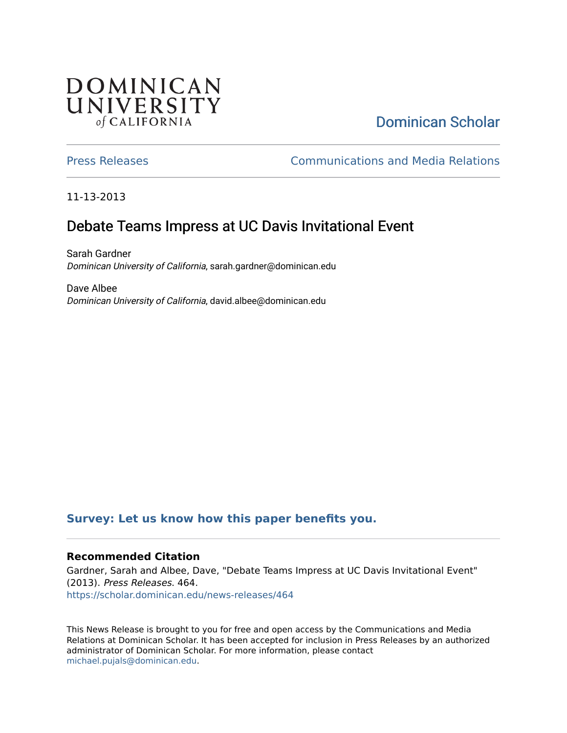DOMINICAN UNIVERSITY of CALIFORNIA

Dominican Scholar

Press Releases | Communications and Media Relations

11-13-2013

# Debate Teams Impress at UC Davis Invitational Event

Sarah Gardner
*Dominican University of California*, sarah.gardner@dominican.edu

Dave Albee
*Dominican University of California*, david.albee@dominican.edu

**Survey: Let us know how this paper benefits you.**

### Recommended Citation

Gardner, Sarah and Albee, Dave, "Debate Teams Impress at UC Davis Invitational Event" (2013). *Press Releases*. 464.
https://scholar.dominican.edu/news-releases/464

This News Release is brought to you for free and open access by the Communications and Media Relations at Dominican Scholar. It has been accepted for inclusion in Press Releases by an authorized administrator of Dominican Scholar. For more information, please contact michael.pujals@dominican.edu.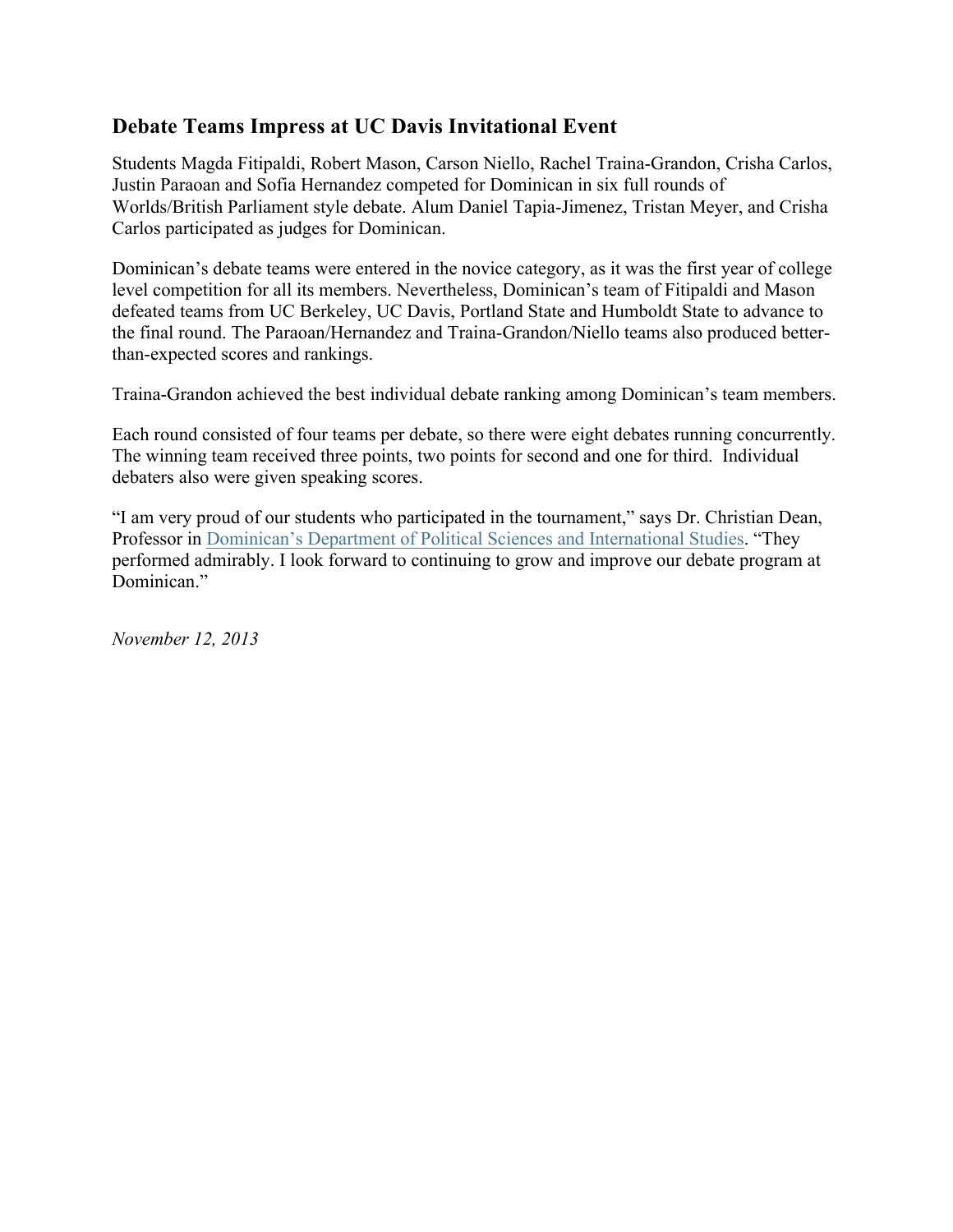## Debate Teams Impress at UC Davis Invitational Event

Students Magda Fitipaldi, Robert Mason, Carson Niello, Rachel Traina-Grandon, Crisha Carlos, Justin Paraoan and Sofia Hernandez competed for Dominican in six full rounds of Worlds/British Parliament style debate. Alum Daniel Tapia-Jimenez, Tristan Meyer, and Crisha Carlos participated as judges for Dominican.

Dominican's debate teams were entered in the novice category, as it was the first year of college level competition for all its members. Nevertheless, Dominican's team of Fitipaldi and Mason defeated teams from UC Berkeley, UC Davis, Portland State and Humboldt State to advance to the final round. The Paraoan/Hernandez and Traina-Grandon/Niello teams also produced better-than-expected scores and rankings.

Traina-Grandon achieved the best individual debate ranking among Dominican's team members.

Each round consisted of four teams per debate, so there were eight debates running concurrently. The winning team received three points, two points for second and one for third. Individual debaters also were given speaking scores.

"I am very proud of our students who participated in the tournament," says Dr. Christian Dean, Professor in Dominican's Department of Political Sciences and International Studies. "They performed admirably. I look forward to continuing to grow and improve our debate program at Dominican."

*November 12, 2013*